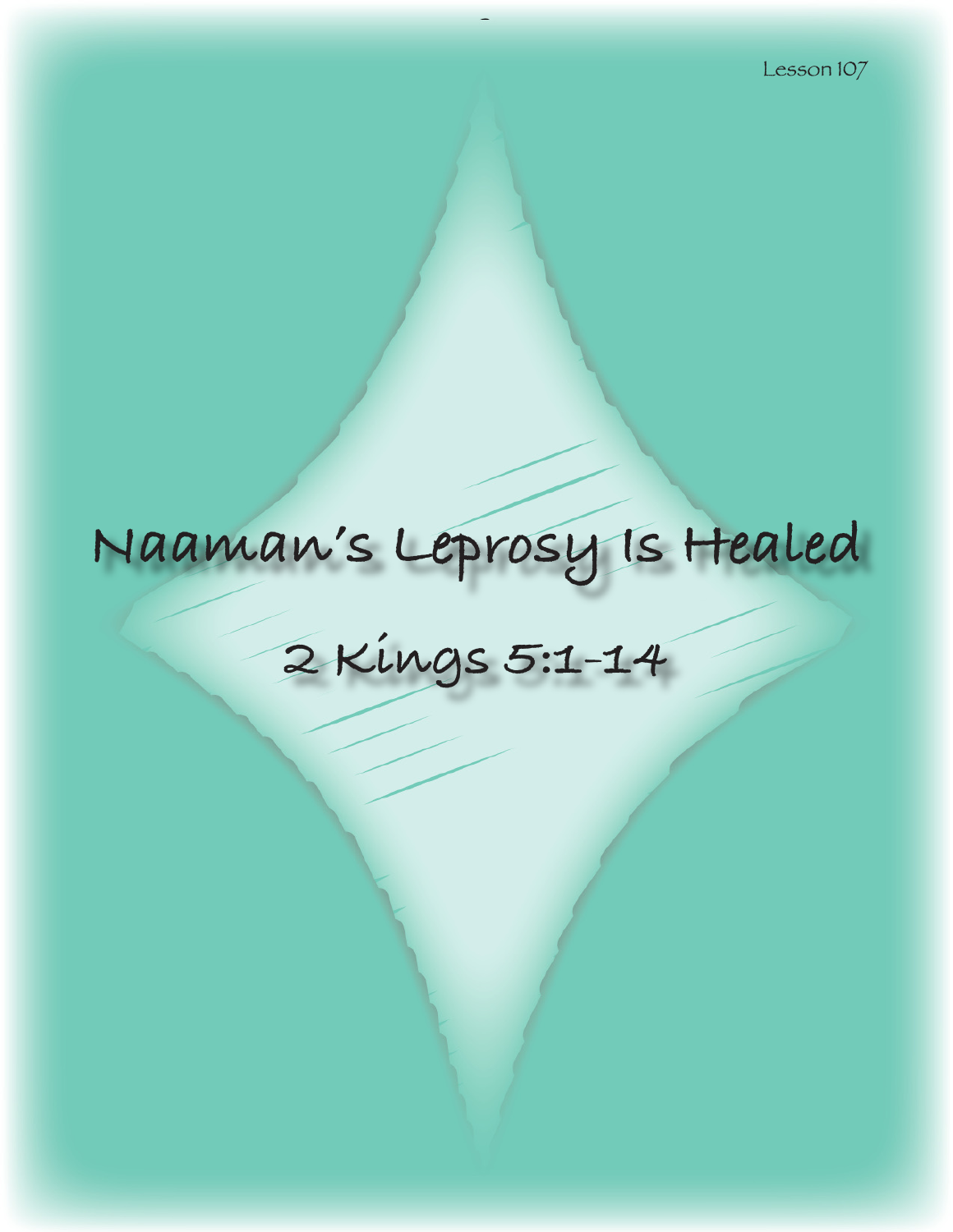Lesson 107

# Naaman's Leprosy Is Healed

## 2 Kings 5:1-14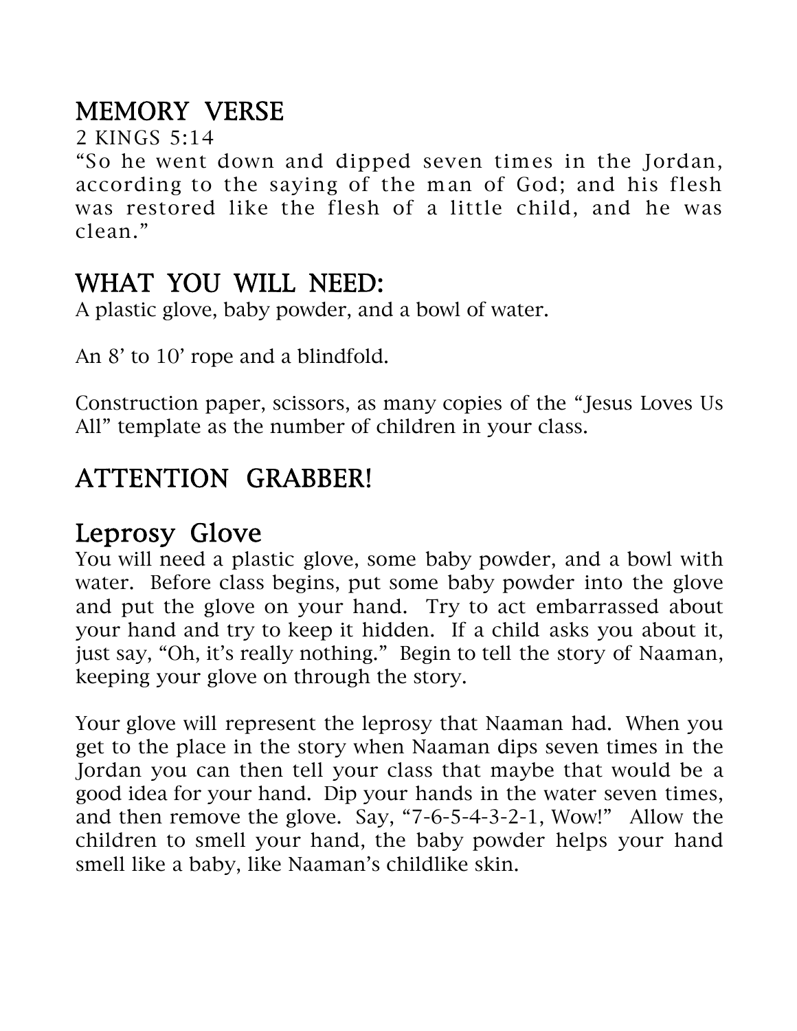## MEMORY VERSE

2 KINGS 5:14

"So he went down and dipped seven times in the Jordan, according to the saying of the man of God; and his flesh was restored like the flesh of a little child, and he was clean."

## WHAT YOU WILL NEED:

A plastic glove, baby powder, and a bowl of water.

An 8' to 10' rope and a blindfold.

Construction paper, scissors, as many copies of the "Jesus Loves Us All" template as the number of children in your class.

## ATTENTION GRABBER!

## Leprosy Glove

You will need a plastic glove, some baby powder, and a bowl with water. Before class begins, put some baby powder into the glove and put the glove on your hand. Try to act embarrassed about your hand and try to keep it hidden. If a child asks you about it, just say, "Oh, it's really nothing." Begin to tell the story of Naaman, keeping your glove on through the story.

Your glove will represent the leprosy that Naaman had. When you get to the place in the story when Naaman dips seven times in the Jordan you can then tell your class that maybe that would be a good idea for your hand. Dip your hands in the water seven times, and then remove the glove. Say, "7-6-5-4-3-2-1, Wow!" Allow the children to smell your hand, the baby powder helps your hand smell like a baby, like Naaman's childlike skin.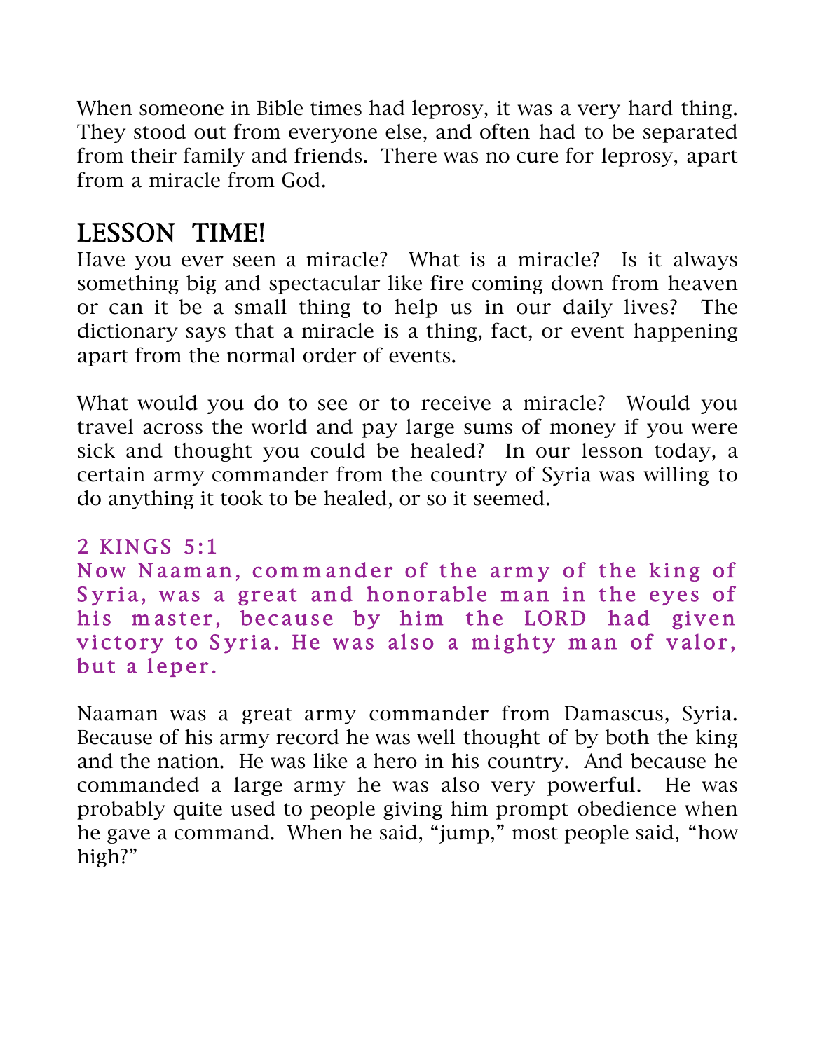When someone in Bible times had leprosy, it was a very hard thing. They stood out from everyone else, and often had to be separated from their family and friends. There was no cure for leprosy, apart from a miracle from God.

## LESSON TIME!

Have you ever seen a miracle? What is a miracle? Is it always something big and spectacular like fire coming down from heaven or can it be a small thing to help us in our daily lives? The dictionary says that a miracle is a thing, fact, or event happening apart from the normal order of events.

What would you do to see or to receive a miracle? Would you travel across the world and pay large sums of money if you were sick and thought you could be healed? In our lesson today, a certain army commander from the country of Syria was willing to do anything it took to be healed, or so it seemed.

### 2 KINGS 5:1

Now Naaman, commander of the army of the king of Syria, was a great and honorable man in the eyes of his master, because by him the LORD had given victory to Syria. He was also a mighty man of valor, but a leper.

Naaman was a great army commander from Damascus, Syria. Because of his army record he was well thought of by both the king and the nation. He was like a hero in his country. And because he commanded a large army he was also very powerful. He was probably quite used to people giving him prompt obedience when he gave a command. When he said, “jump,” most people said, “how high?”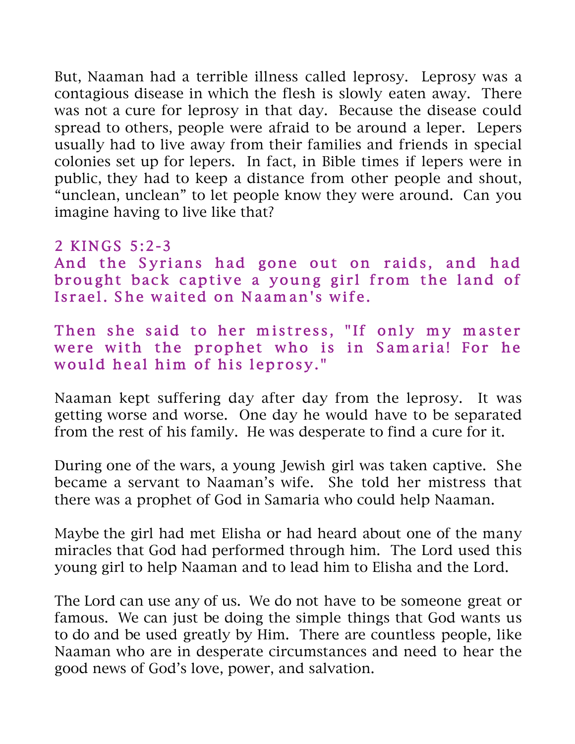But, Naaman had a terrible illness called leprosy. Leprosy was a contagious disease in which the flesh is slowly eaten away. There was not a cure for leprosy in that day. Because the disease could spread to others, people were afraid to be around a leper. Lepers usually had to live away from their families and friends in special colonies set up for lepers. In fact, in Bible times if lepers were in public, they had to keep a distance from other people and shout, "unclean, unclean" to let people know they were around. Can you imagine having to live like that?

2 KINGS 5:2-3

And the Syrians had gone out on raids, and had brought back captive a young girl from the land of Israel. She waited on Naaman's wife.

Then she said to her mistress, "If only my master were with the prophet who is in Samaria! For he would heal him of his leprosy."

Naaman kept suffering day after day from the leprosy. It was getting worse and worse. One day he would have to be separated from the rest of his family. He was desperate to find a cure for it.

During one of the wars, a young Jewish girl was taken captive. She became a servant to Naaman's wife. She told her mistress that there was a prophet of God in Samaria who could help Naaman.

Maybe the girl had met Elisha or had heard about one of the many miracles that God had performed through him. The Lord used this young girl to help Naaman and to lead him to Elisha and the Lord.

The Lord can use any of us. We do not have to be someone great or famous. We can just be doing the simple things that God wants us to do and be used greatly by Him. There are countless people, like Naaman who are in desperate circumstances and need to hear the good news of God's love, power, and salvation.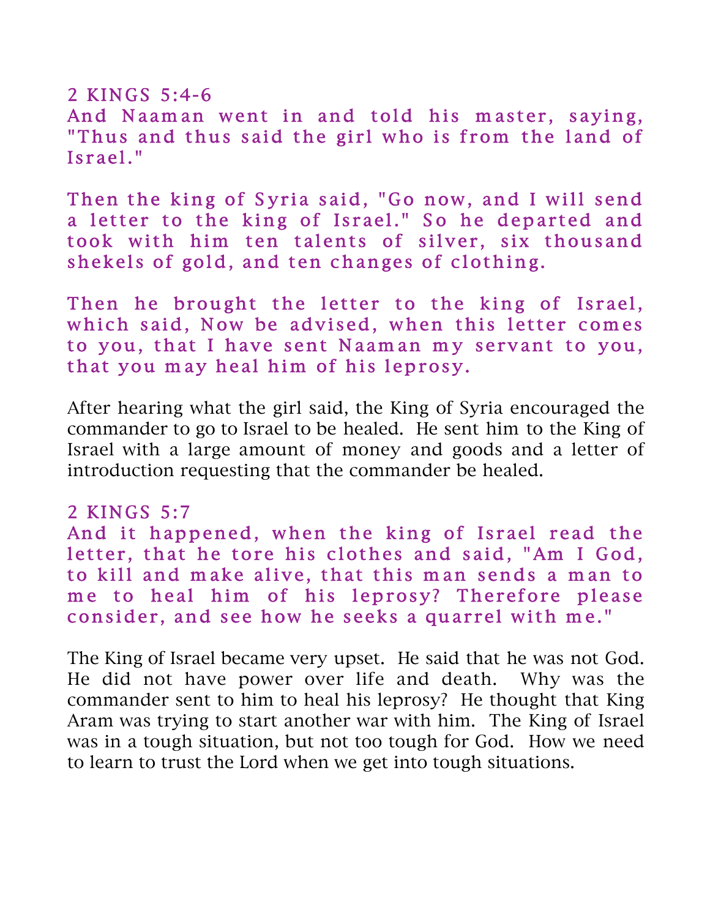2 KINGS 5:4-6

And Naaman went in and told his master, saying, "Thus and thus said the girl who is from the land of Israel."

Then the king of Syria said, "Go now, and I will send a letter to the king of Israel." So he departed and took with him ten talents of silver, six thousand shekels of gold, and ten changes of clothing.

Then he brought the letter to the king of Israel, which said, Now be advised, when this letter comes to you, that I have sent Naaman my servant to you, that you may heal him of his leprosy.

After hearing what the girl said, the King of Syria encouraged the commander to go to Israel to be healed. He sent him to the King of Israel with a large amount of money and goods and a letter of introduction requesting that the commander be healed.

2 KINGS 5:7

And it happened, when the king of Israel read the letter, that he tore his clothes and said, "Am I God, to kill and make alive, that this man sends a man to me to heal him of his leprosy? Therefore please consider, and see how he seeks a quarrel with me."

The King of Israel became very upset. He said that he was not God. He did not have power over life and death. Why was the commander sent to him to heal his leprosy? He thought that King Aram was trying to start another war with him. The King of Israel was in a tough situation, but not too tough for God. How we need to learn to trust the Lord when we get into tough situations.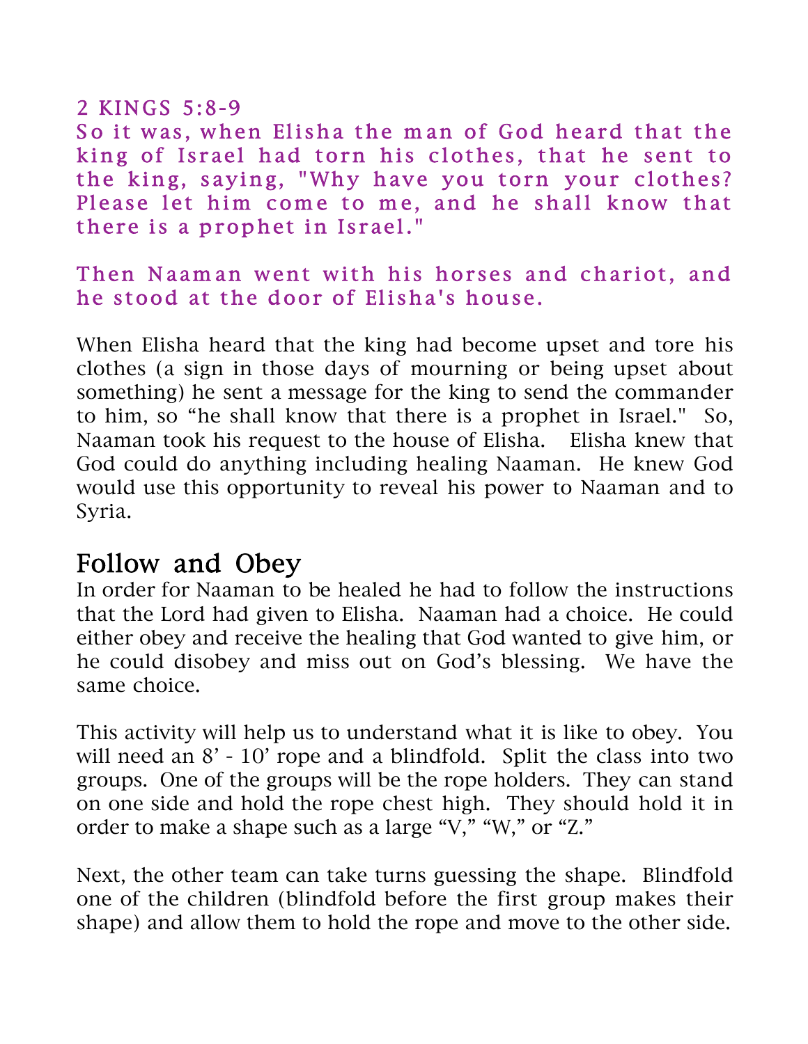2 KINGS 5:8-9

So it was, when Elisha the man of God heard that the king of Israel had torn his clothes, that he sent to the king, saying, "Why have you torn your clothes? Please let him come to me, and he shall know that there is a prophet in Israel."

Then Naaman went with his horses and chariot, and he stood at the door of Elisha's house.

When Elisha heard that the king had become upset and tore his clothes (a sign in those days of mourning or being upset about something) he sent a message for the king to send the commander to him, so “he shall know that there is a prophet in Israel." So, Naaman took his request to the house of Elisha. Elisha knew that God could do anything including healing Naaman. He knew God would use this opportunity to reveal his power to Naaman and to Syria.

## Follow and Obey

In order for Naaman to be healed he had to follow the instructions that the Lord had given to Elisha. Naaman had a choice. He could either obey and receive the healing that God wanted to give him, or he could disobey and miss out on God’s blessing. We have the same choice.

This activity will help us to understand what it is like to obey. You will need an 8’ - 10’ rope and a blindfold. Split the class into two groups. One of the groups will be the rope holders. They can stand on one side and hold the rope chest high. They should hold it in order to make a shape such as a large “V,” “W,” or “Z.”

Next, the other team can take turns guessing the shape. Blindfold one of the children (blindfold before the first group makes their shape) and allow them to hold the rope and move to the other side.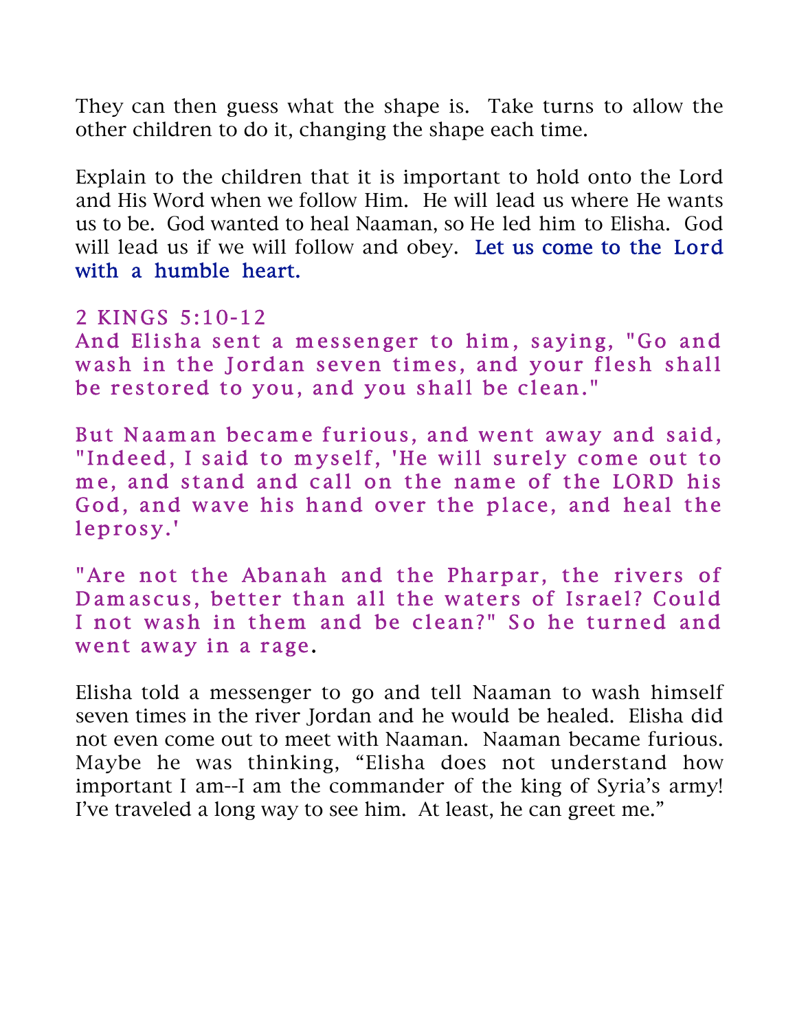They can then guess what the shape is.  Take turns to allow the other children to do it, changing the shape each time.

Explain to the children that it is important to hold onto the Lord and His Word when we follow Him.  He will lead us where He wants us to be.  God wanted to heal Naaman, so He led him to Elisha.  God will lead us if we will follow and obey.  Let us come to the Lord with a humble heart.

2 KINGS 5:10-12

And Elisha sent a messenger to him, saying, "Go and wash in the Jordan seven times, and your flesh shall be restored to you, and you shall be clean."

But Naaman became furious, and went away and said, "Indeed, I said to myself, 'He will surely come out to me, and stand and call on the name of the LORD his God, and wave his hand over the place, and heal the leprosy.'

"Are not the Abanah and the Pharpar, the rivers of Damascus, better than all the waters of Israel? Could I not wash in them and be clean?" So he turned and went away in a rage.

Elisha told a messenger to go and tell Naaman to wash himself seven times in the river Jordan and he would be healed.  Elisha did not even come out to meet with Naaman.  Naaman became furious.  Maybe he was thinking, “Elisha does not understand how important I am--I am the commander of the king of Syria’s army!  I’ve traveled a long way to see him.  At least, he can greet me.”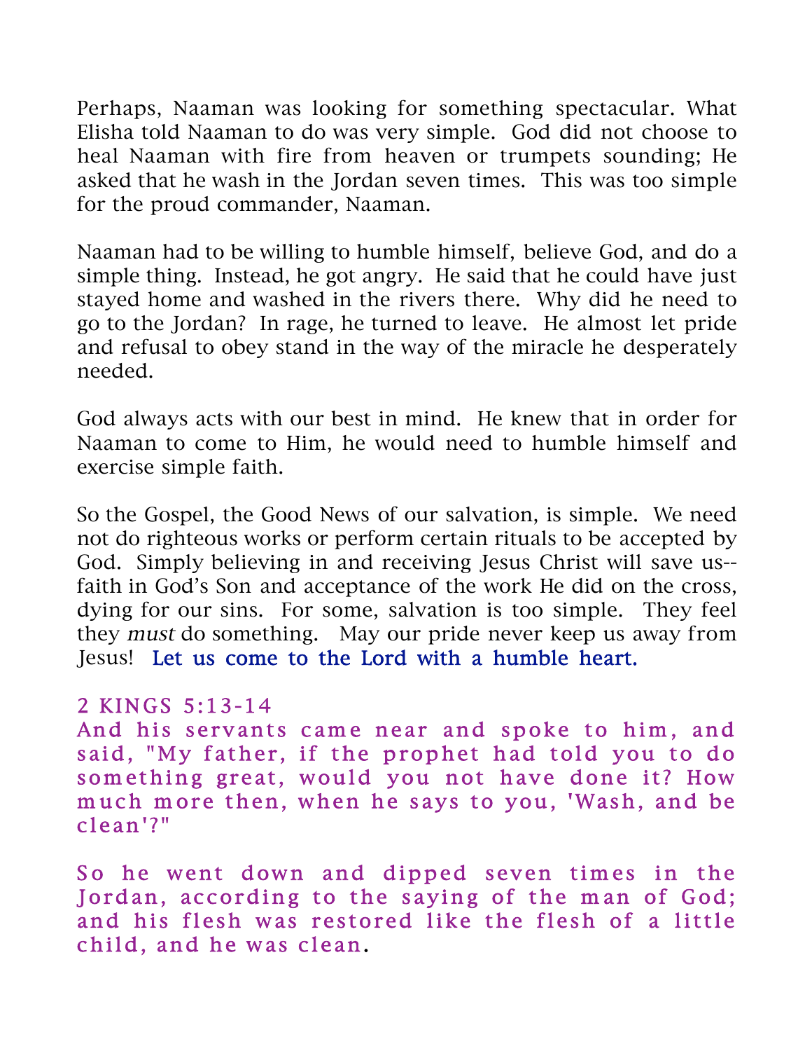Perhaps, Naaman was looking for something spectacular. What Elisha told Naaman to do was very simple. God did not choose to heal Naaman with fire from heaven or trumpets sounding; He asked that he wash in the Jordan seven times. This was too simple for the proud commander, Naaman.

Naaman had to be willing to humble himself, believe God, and do a simple thing. Instead, he got angry. He said that he could have just stayed home and washed in the rivers there. Why did he need to go to the Jordan? In rage, he turned to leave. He almost let pride and refusal to obey stand in the way of the miracle he desperately needed.

God always acts with our best in mind. He knew that in order for Naaman to come to Him, he would need to humble himself and exercise simple faith.

So the Gospel, the Good News of our salvation, is simple. We need not do righteous works or perform certain rituals to be accepted by God. Simply believing in and receiving Jesus Christ will save us--faith in God's Son and acceptance of the work He did on the cross, dying for our sins. For some, salvation is too simple. They feel they *must* do something. May our pride never keep us away from Jesus! Let us come to the Lord with a humble heart.

2 KINGS 5:13-14

And his servants came near and spoke to him, and said, "My father, if the prophet had told you to do something great, would you not have done it? How much more then, when he says to you, 'Wash, and be clean'?"

So he went down and dipped seven times in the Jordan, according to the saying of the man of God; and his flesh was restored like the flesh of a little child, and he was clean.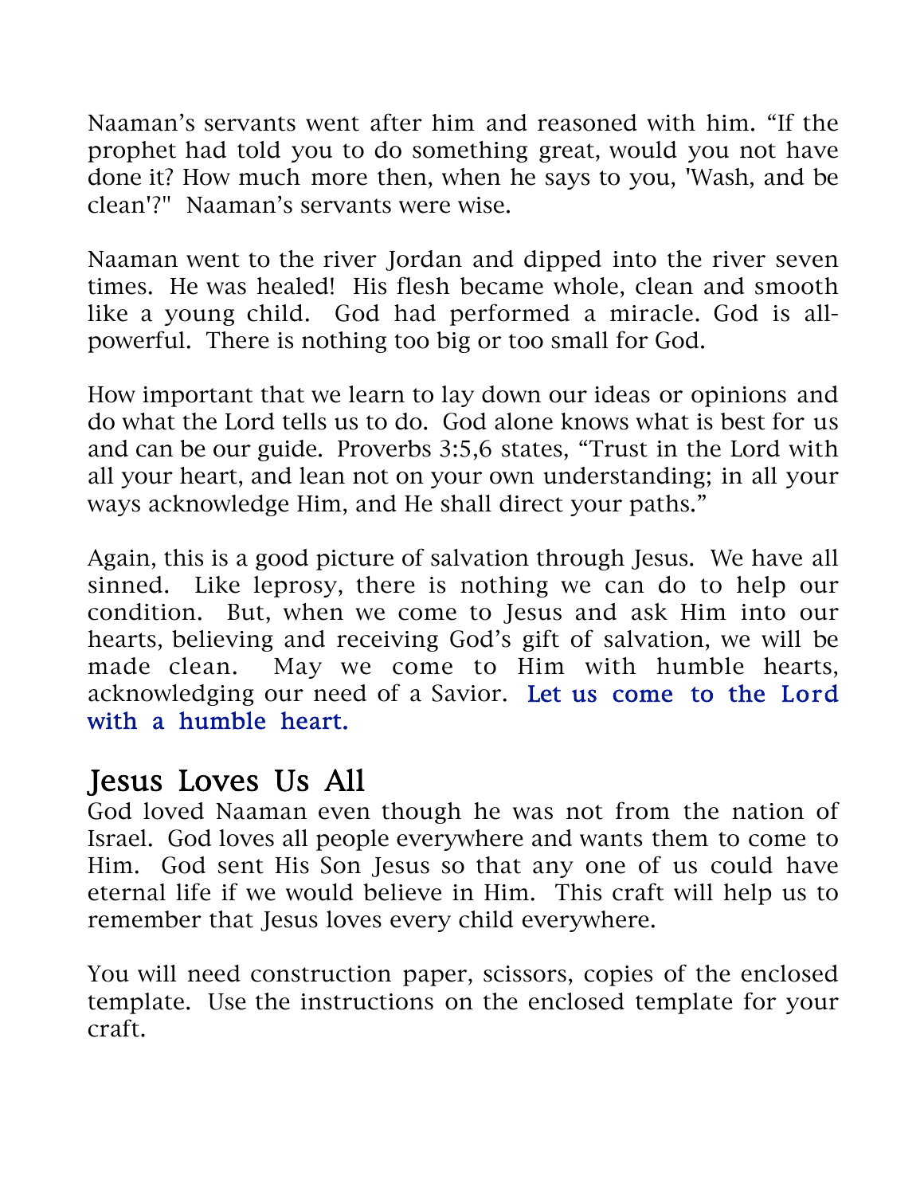Naaman's servants went after him and reasoned with him. "If the prophet had told you to do something great, would you not have done it? How much more then, when he says to you, 'Wash, and be clean'?" Naaman's servants were wise.

Naaman went to the river Jordan and dipped into the river seven times. He was healed! His flesh became whole, clean and smooth like a young child. God had performed a miracle. God is all-powerful. There is nothing too big or too small for God.

How important that we learn to lay down our ideas or opinions and do what the Lord tells us to do. God alone knows what is best for us and can be our guide. Proverbs 3:5,6 states, "Trust in the Lord with all your heart, and lean not on your own understanding; in all your ways acknowledge Him, and He shall direct your paths."

Again, this is a good picture of salvation through Jesus. We have all sinned. Like leprosy, there is nothing we can do to help our condition. But, when we come to Jesus and ask Him into our hearts, believing and receiving God's gift of salvation, we will be made clean. May we come to Him with humble hearts, acknowledging our need of a Savior. Let us come to the Lord with a humble heart.

## Jesus Loves Us All

God loved Naaman even though he was not from the nation of Israel. God loves all people everywhere and wants them to come to Him. God sent His Son Jesus so that any one of us could have eternal life if we would believe in Him. This craft will help us to remember that Jesus loves every child everywhere.

You will need construction paper, scissors, copies of the enclosed template. Use the instructions on the enclosed template for your craft.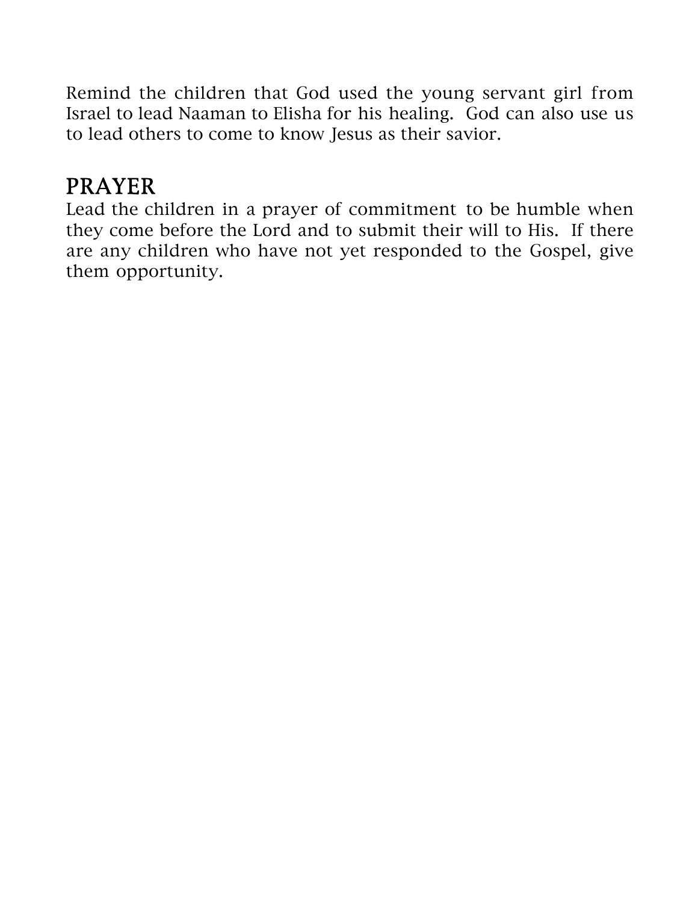Remind the children that God used the young servant girl from Israel to lead Naaman to Elisha for his healing. God can also use us to lead others to come to know Jesus as their savior.

## PRAYER

Lead the children in a prayer of commitment to be humble when they come before the Lord and to submit their will to His. If there are any children who have not yet responded to the Gospel, give them opportunity.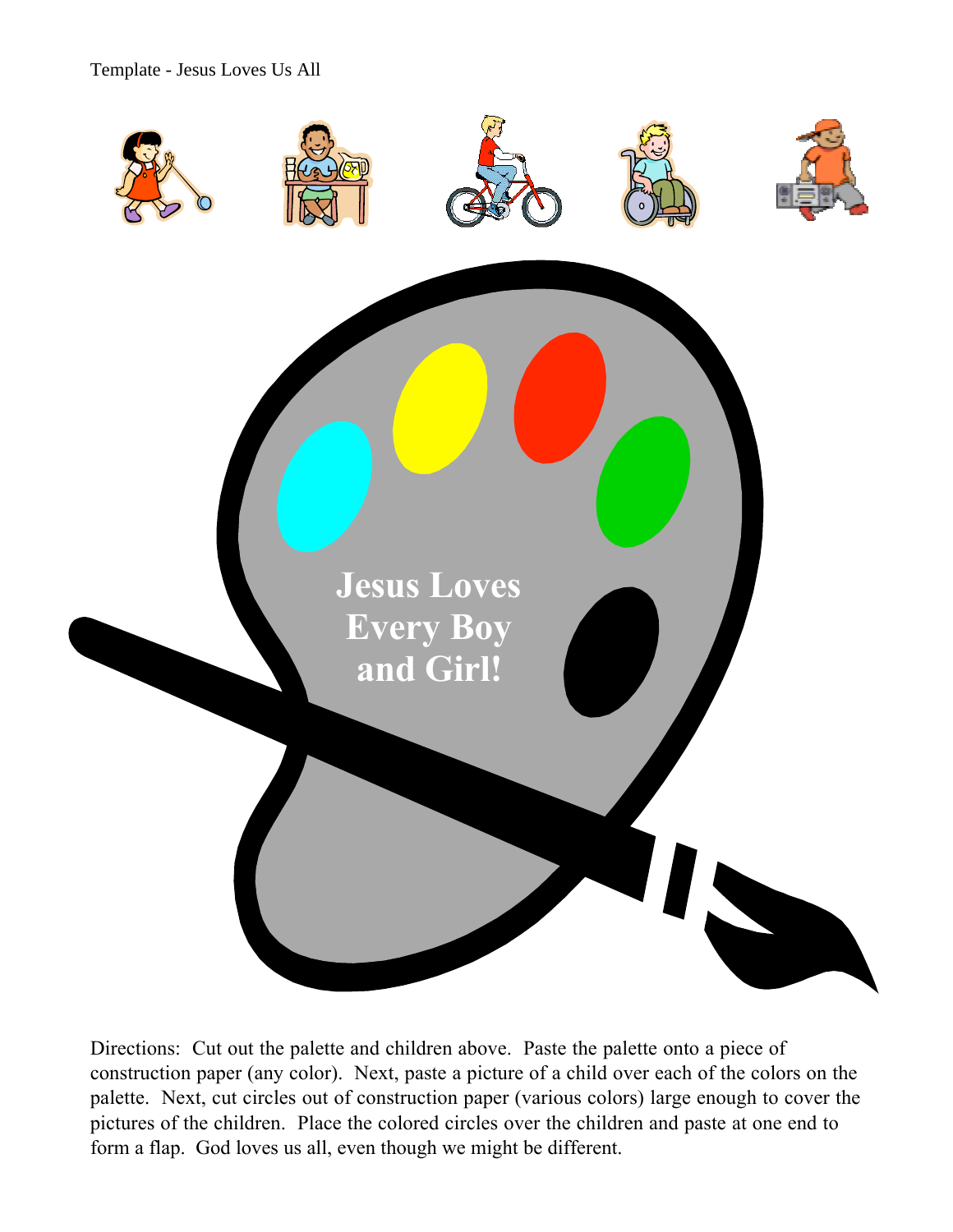Template - Jesus Loves Us All

Jesus Loves Every Boy and Girl!

Directions: Cut out the palette and children above. Paste the palette onto a piece of construction paper (any color). Next, paste a picture of a child over each of the colors on the palette. Next, cut circles out of construction paper (various colors) large enough to cover the pictures of the children. Place the colored circles over the children and paste at one end to form a flap. God loves us all, even though we might be different.